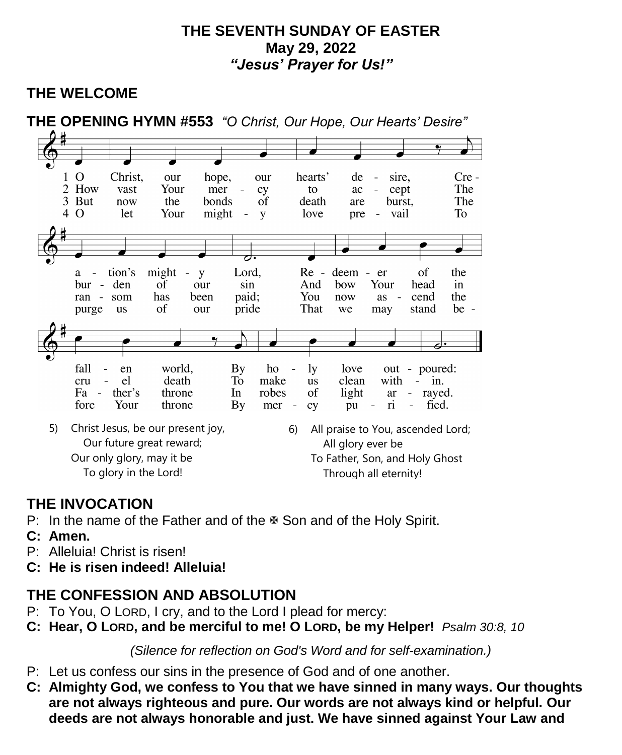# THE SEVENTH SUNDAY OF EASTER
**May 29, 2022**
***"Jesus' Prayer for Us!"***

## THE WELCOME

## THE OPENING HYMN #553 *"O Christ, Our Hope, Our Hearts' Desire"*

1 O Christ, our hope, our hearts' desire,
Creation's mighty Lord,
Redeemer of the fallen world,
By holy love outpoured:

2 How vast Your mercy to accept
The burden of our sin
And bow Your head in cruel death
To make us clean within.

3 But now the bonds of death are burst,
The ransom has been paid;
You now ascend the Father's throne
In robes of light arrayed.

4 O let Your mighty love prevail
To purge us of our pride
That we may stand before Your throne
By mercy purified.

5) Christ Jesus, be our present joy,
Our future great reward;
Our only glory, may it be
To glory in the Lord!

6) All praise to You, ascended Lord;
All glory ever be
To Father, Son, and Holy Ghost
Through all eternity!

## THE INVOCATION

P: In the name of the Father and of the ✠ Son and of the Holy Spirit.

**C: Amen.**

P: Alleluia! Christ is risen!

**C: He is risen indeed! Alleluia!**

## THE CONFESSION AND ABSOLUTION

P: To You, O LORD, I cry, and to the Lord I plead for mercy:

**C: Hear, O LORD, and be merciful to me! O LORD, be my Helper!** *Psalm 30:8, 10*

*(Silence for reflection on God's Word and for self-examination.)*

P: Let us confess our sins in the presence of God and of one another.

**C: Almighty God, we confess to You that we have sinned in many ways. Our thoughts are not always righteous and pure. Our words are not always kind or helpful. Our deeds are not always honorable and just. We have sinned against Your Law and**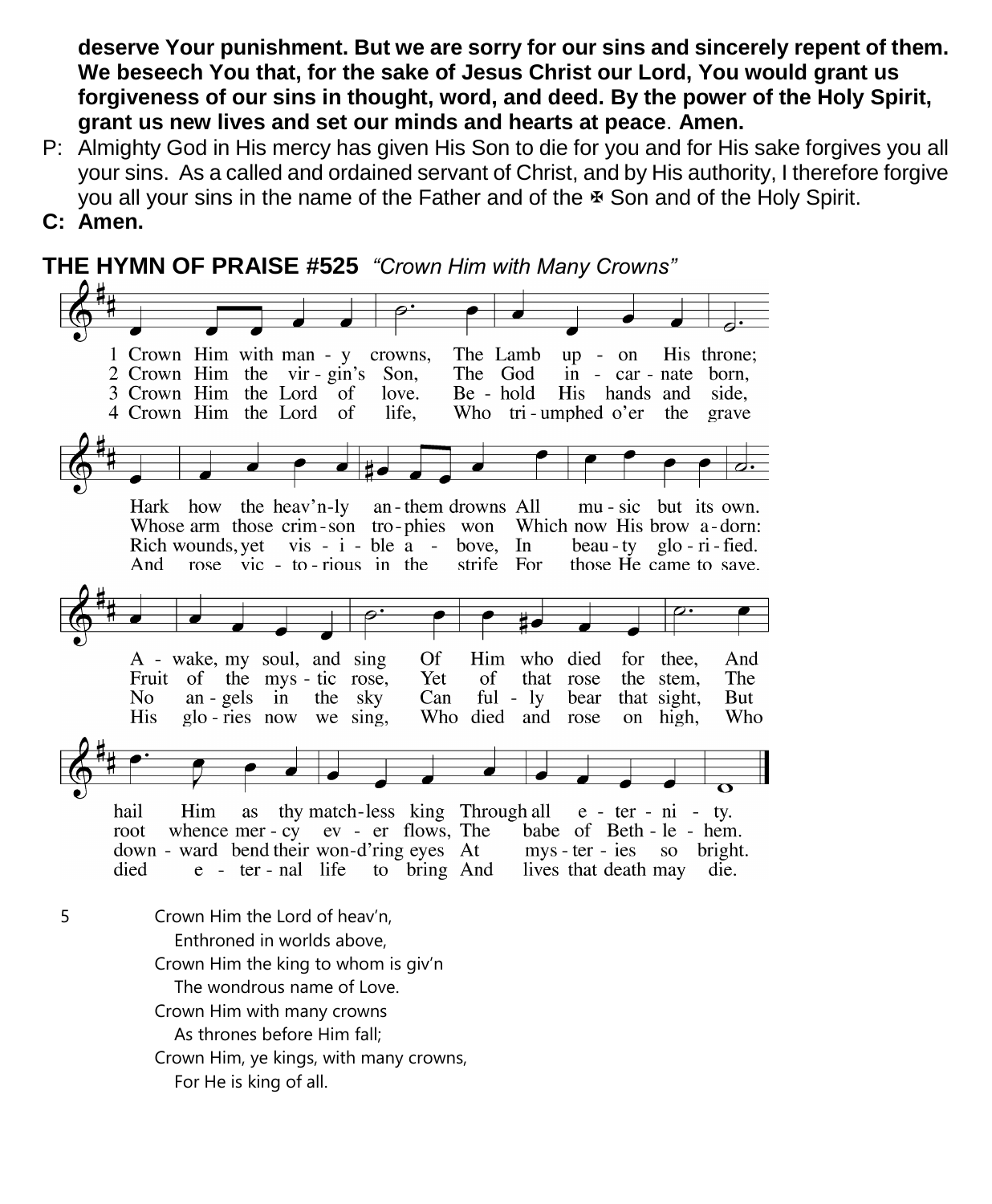**deserve Your punishment. But we are sorry for our sins and sincerely repent of them. We beseech You that, for the sake of Jesus Christ our Lord, You would grant us forgiveness of our sins in thought, word, and deed. By the power of the Holy Spirit, grant us new lives and set our minds and hearts at peace. Amen.**

P: Almighty God in His mercy has given His Son to die for you and for His sake forgives you all your sins. As a called and ordained servant of Christ, and by His authority, I therefore forgive you all your sins in the name of the Father and of the ✠ Son and of the Holy Spirit.

**C: Amen.**

**THE HYMN OF PRAISE #525** *"Crown Him with Many Crowns"*

1 Crown Him with many crowns, The Lamb upon His throne;
Hark how the heav'nly anthem drowns All music but its own.
Awake, my soul, and sing Of Him who died for thee,
And hail Him as thy matchless king Through all eternity.

2 Crown Him the virgin's Son, The God incarnate born,
Whose arm those crimson trophies won Which now His brow adorn:
Fruit of the mystic rose, Yet of that rose the stem,
The root whence mercy ever flows, The babe of Bethlehem.

3 Crown Him the Lord of love. Behold His hands and side,
Rich wounds, yet visible above, In beauty glorified.
No angels in the sky Can fully bear that sight,
But downward bend their won-d'ring eyes At mysteries so bright.

4 Crown Him the Lord of life, Who triumphed o'er the grave
And rose victorious in the strife For those He came to save.
His glories now we sing, Who died and rose on high,
Who died eternal life to bring And lives that death may die.

5 Crown Him the Lord of heav'n,
Enthroned in worlds above,
Crown Him the king to whom is giv'n
The wondrous name of Love.
Crown Him with many crowns
As thrones before Him fall;
Crown Him, ye kings, with many crowns,
For He is king of all.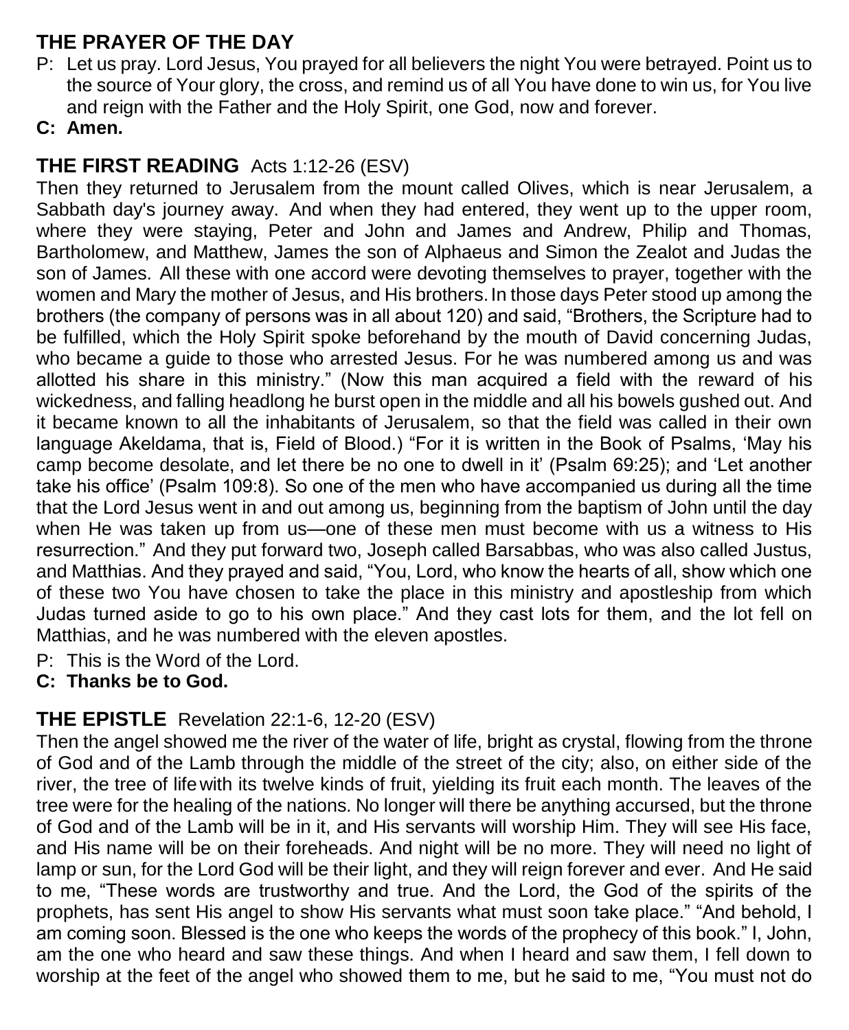## THE PRAYER OF THE DAY

P: Let us pray. Lord Jesus, You prayed for all believers the night You were betrayed. Point us to the source of Your glory, the cross, and remind us of all You have done to win us, for You live and reign with the Father and the Holy Spirit, one God, now and forever.

**C: Amen.**

## THE FIRST READING Acts 1:12-26 (ESV)

Then they returned to Jerusalem from the mount called Olives, which is near Jerusalem, a Sabbath day's journey away. And when they had entered, they went up to the upper room, where they were staying, Peter and John and James and Andrew, Philip and Thomas, Bartholomew, and Matthew, James the son of Alphaeus and Simon the Zealot and Judas the son of James. All these with one accord were devoting themselves to prayer, together with the women and Mary the mother of Jesus, and His brothers. In those days Peter stood up among the brothers (the company of persons was in all about 120) and said, "Brothers, the Scripture had to be fulfilled, which the Holy Spirit spoke beforehand by the mouth of David concerning Judas, who became a guide to those who arrested Jesus. For he was numbered among us and was allotted his share in this ministry." (Now this man acquired a field with the reward of his wickedness, and falling headlong he burst open in the middle and all his bowels gushed out. And it became known to all the inhabitants of Jerusalem, so that the field was called in their own language Akeldama, that is, Field of Blood.) "For it is written in the Book of Psalms, 'May his camp become desolate, and let there be no one to dwell in it' (Psalm 69:25); and 'Let another take his office' (Psalm 109:8). So one of the men who have accompanied us during all the time that the Lord Jesus went in and out among us, beginning from the baptism of John until the day when He was taken up from us—one of these men must become with us a witness to His resurrection." And they put forward two, Joseph called Barsabbas, who was also called Justus, and Matthias. And they prayed and said, "You, Lord, who know the hearts of all, show which one of these two You have chosen to take the place in this ministry and apostleship from which Judas turned aside to go to his own place." And they cast lots for them, and the lot fell on Matthias, and he was numbered with the eleven apostles.

P: This is the Word of the Lord.

**C: Thanks be to God.**

## THE EPISTLE Revelation 22:1-6, 12-20 (ESV)

Then the angel showed me the river of the water of life, bright as crystal, flowing from the throne of God and of the Lamb through the middle of the street of the city; also, on either side of the river, the tree of life with its twelve kinds of fruit, yielding its fruit each month. The leaves of the tree were for the healing of the nations. No longer will there be anything accursed, but the throne of God and of the Lamb will be in it, and His servants will worship Him. They will see His face, and His name will be on their foreheads. And night will be no more. They will need no light of lamp or sun, for the Lord God will be their light, and they will reign forever and ever. And He said to me, "These words are trustworthy and true. And the Lord, the God of the spirits of the prophets, has sent His angel to show His servants what must soon take place." "And behold, I am coming soon. Blessed is the one who keeps the words of the prophecy of this book." I, John, am the one who heard and saw these things. And when I heard and saw them, I fell down to worship at the feet of the angel who showed them to me, but he said to me, "You must not do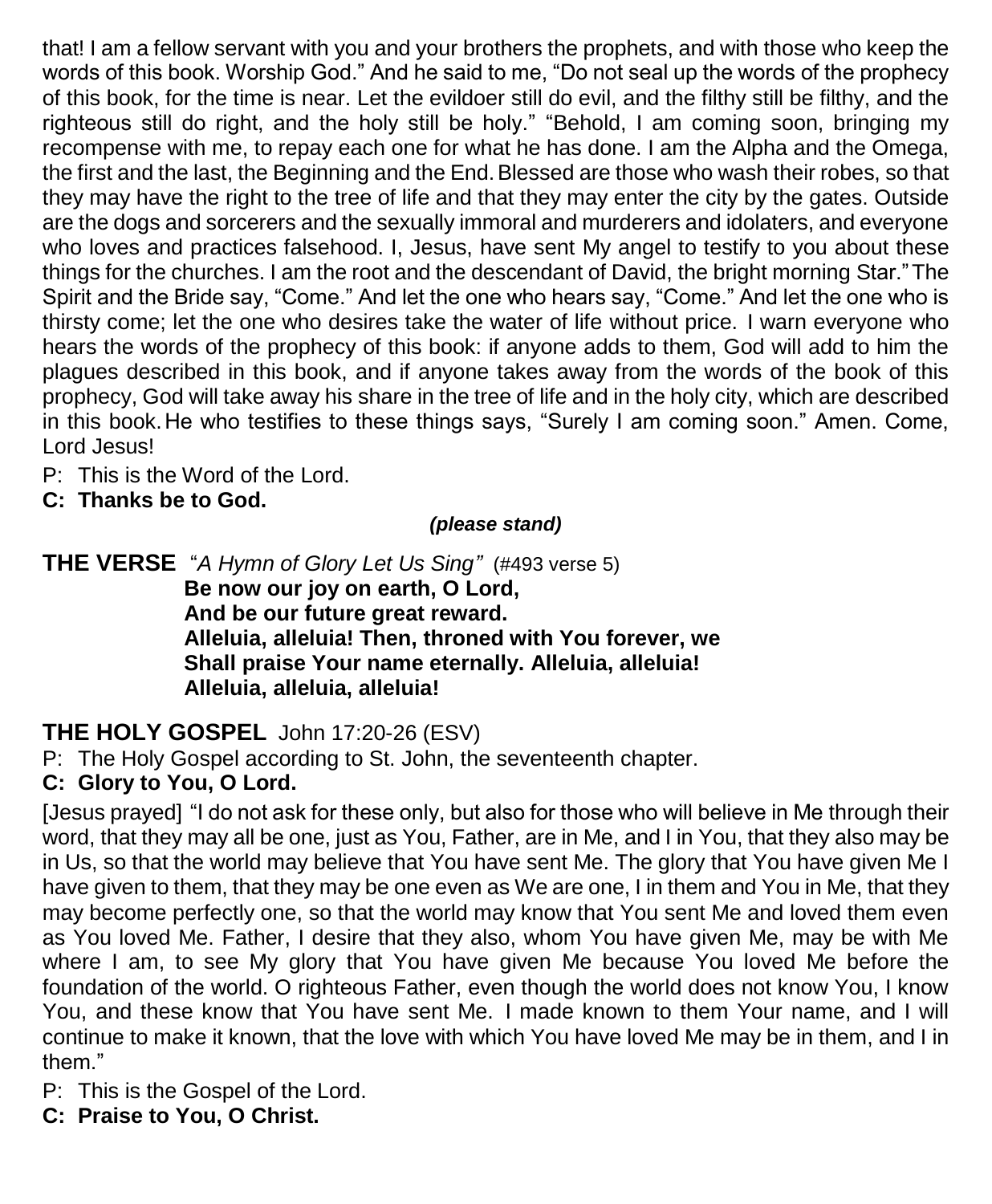that! I am a fellow servant with you and your brothers the prophets, and with those who keep the words of this book. Worship God." And he said to me, "Do not seal up the words of the prophecy of this book, for the time is near. Let the evildoer still do evil, and the filthy still be filthy, and the righteous still do right, and the holy still be holy." "Behold, I am coming soon, bringing my recompense with me, to repay each one for what he has done. I am the Alpha and the Omega, the first and the last, the Beginning and the End. Blessed are those who wash their robes, so that they may have the right to the tree of life and that they may enter the city by the gates. Outside are the dogs and sorcerers and the sexually immoral and murderers and idolaters, and everyone who loves and practices falsehood. I, Jesus, have sent My angel to testify to you about these things for the churches. I am the root and the descendant of David, the bright morning Star." The Spirit and the Bride say, "Come." And let the one who hears say, "Come." And let the one who is thirsty come; let the one who desires take the water of life without price. I warn everyone who hears the words of the prophecy of this book: if anyone adds to them, God will add to him the plagues described in this book, and if anyone takes away from the words of the book of this prophecy, God will take away his share in the tree of life and in the holy city, which are described in this book. He who testifies to these things says, "Surely I am coming soon." Amen. Come, Lord Jesus!

P: This is the Word of the Lord.

**C: Thanks be to God.**

***(please stand)***

**THE VERSE** "*A Hymn of Glory Let Us Sing*" (#493 verse 5)

**Be now our joy on earth, O Lord,**
**And be our future great reward.**
**Alleluia, alleluia! Then, throned with You forever, we**
**Shall praise Your name eternally. Alleluia, alleluia!**
**Alleluia, alleluia, alleluia!**

## THE HOLY GOSPEL John 17:20-26 (ESV)

P: The Holy Gospel according to St. John, the seventeenth chapter.

**C: Glory to You, O Lord.**

[Jesus prayed] "I do not ask for these only, but also for those who will believe in Me through their word, that they may all be one, just as You, Father, are in Me, and I in You, that they also may be in Us, so that the world may believe that You have sent Me. The glory that You have given Me I have given to them, that they may be one even as We are one, I in them and You in Me, that they may become perfectly one, so that the world may know that You sent Me and loved them even as You loved Me. Father, I desire that they also, whom You have given Me, may be with Me where I am, to see My glory that You have given Me because You loved Me before the foundation of the world. O righteous Father, even though the world does not know You, I know You, and these know that You have sent Me. I made known to them Your name, and I will continue to make it known, that the love with which You have loved Me may be in them, and I in them."

P: This is the Gospel of the Lord.

**C: Praise to You, O Christ.**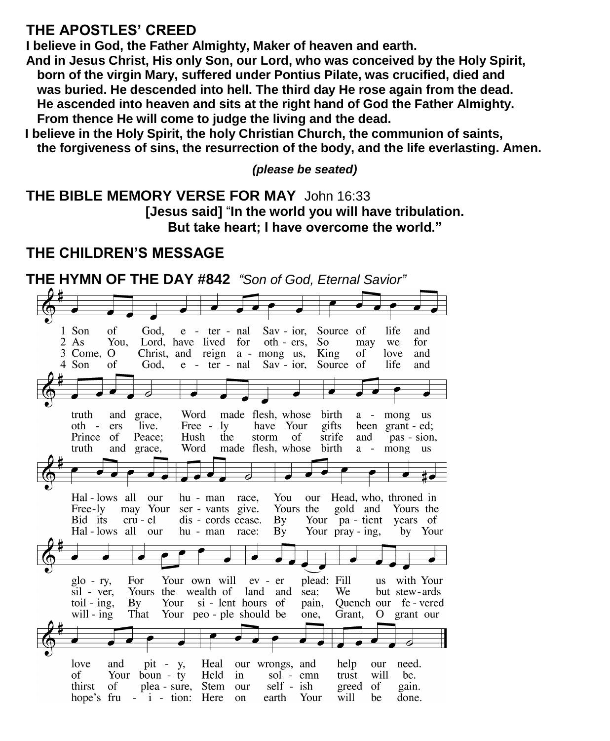## THE APOSTLES' CREED

**I believe in God, the Father Almighty, Maker of heaven and earth.**
**And in Jesus Christ, His only Son, our Lord, who was conceived by the Holy Spirit, born of the virgin Mary, suffered under Pontius Pilate, was crucified, died and was buried. He descended into hell. The third day He rose again from the dead. He ascended into heaven and sits at the right hand of God the Father Almighty. From thence He will come to judge the living and the dead.**
**I believe in the Holy Spirit, the holy Christian Church, the communion of saints, the forgiveness of sins, the resurrection of the body, and the life everlasting. Amen.**

***(please be seated)***

## THE BIBLE MEMORY VERSE FOR MAY John 16:33

**[Jesus said] "In the world you will have tribulation.**
**But take heart; I have overcome the world."**

## THE CHILDREN'S MESSAGE

## THE HYMN OF THE DAY #842 *"Son of God, Eternal Savior"*

1 Son of God, eternal Savior, Source of life and truth and grace, Word made flesh, whose birth among us Hallows all our human race, You our Head, who, throned in glory, For Your own will ever plead: Fill us with Your love and pity, Heal our wrongs, and help our need.

2 As You, Lord, have lived for others, So may we for others live. Freely have Your gifts been granted; Freely may Your servants give. Yours the gold and Yours the silver, Yours the wealth of land and sea; We but stewards of Your bounty Held in solemn trust will be.

3 Come, O Christ, and reign among us, King of love and Prince of Peace; Hush the storm of strife and passion, Bid its cruel discords cease. By Your patient years of toiling, By Your silent hours of pain, Quench our fevered thirst of pleasure, Stem our selfish greed of gain.

4 Son of God, eternal Savior, Source of life and truth and grace, Word made flesh, whose birth among us Hallows all our human race: By Your praying, by Your willing That Your people should be one, Grant, O grant our hope's fruition: Here on earth Your will be done.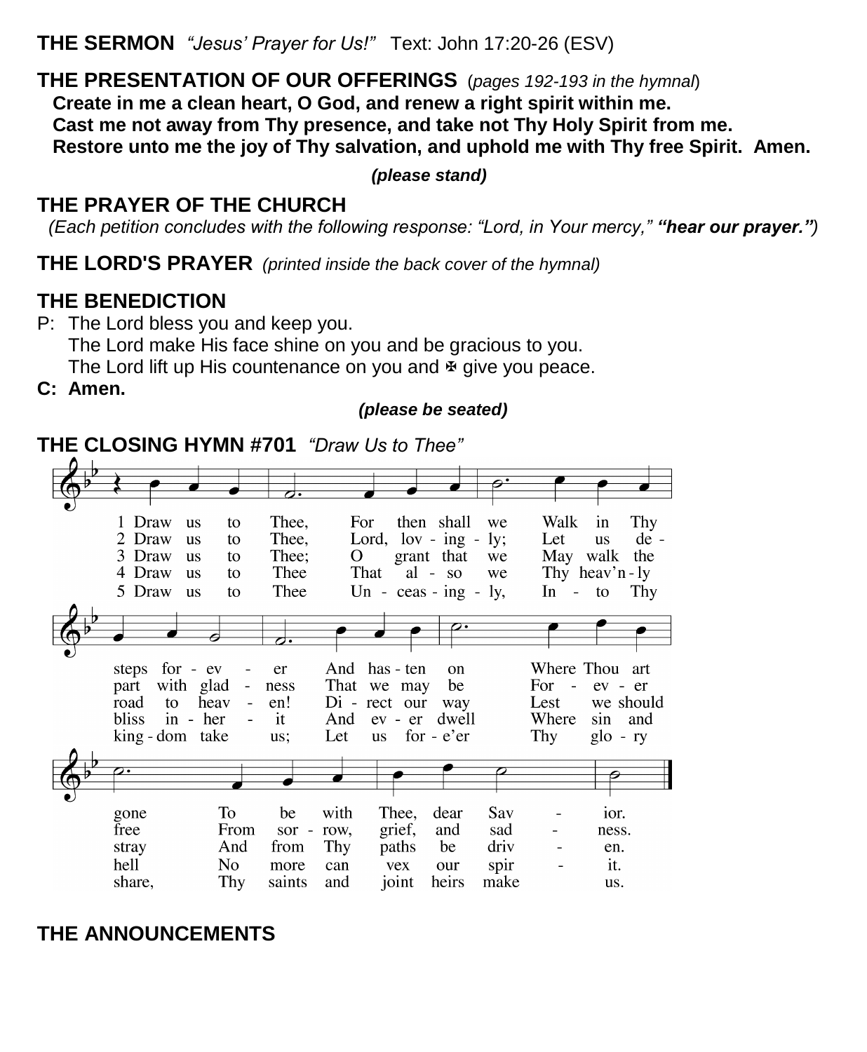**THE SERMON** *"Jesus' Prayer for Us!"* Text: John 17:20-26 (ESV)

**THE PRESENTATION OF OUR OFFERINGS** (*pages 192-193 in the hymnal*)

**Create in me a clean heart, O God, and renew a right spirit within me.**
**Cast me not away from Thy presence, and take not Thy Holy Spirit from me.**
**Restore unto me the joy of Thy salvation, and uphold me with Thy free Spirit. Amen.**

***(please stand)***

**THE PRAYER OF THE CHURCH**

*(Each petition concludes with the following response: "Lord, in Your mercy,"* ***"hear our prayer."****)*

**THE LORD'S PRAYER** *(printed inside the back cover of the hymnal)*

**THE BENEDICTION**

P: The Lord bless you and keep you.
The Lord make His face shine on you and be gracious to you.
The Lord lift up His countenance on you and ✠ give you peace.

**C: Amen.**

***(please be seated)***

**THE CLOSING HYMN #701** *"Draw Us to Thee"*

1 Draw us to Thee, For then shall we Walk in Thy steps forever And hasten on Where Thou art gone To be with Thee, dear Savior.

2 Draw us to Thee, Lord, lovingly; Let us depart with gladness That we may be Forever free From sorrow, grief, and sadness.

3 Draw us to Thee; O grant that we May walk the road to heaven! Direct our way Lest we should stray And from Thy paths be driven.

4 Draw us to Thee That also we Thy heav'nly bliss inherit And ever dwell Where sin and hell No more can vex our spirit.

5 Draw us to Thee Unceasingly, Into Thy kingdom take us; Let us fore'er Thy glory share, Thy saints and joint heirs make us.

**THE ANNOUNCEMENTS**